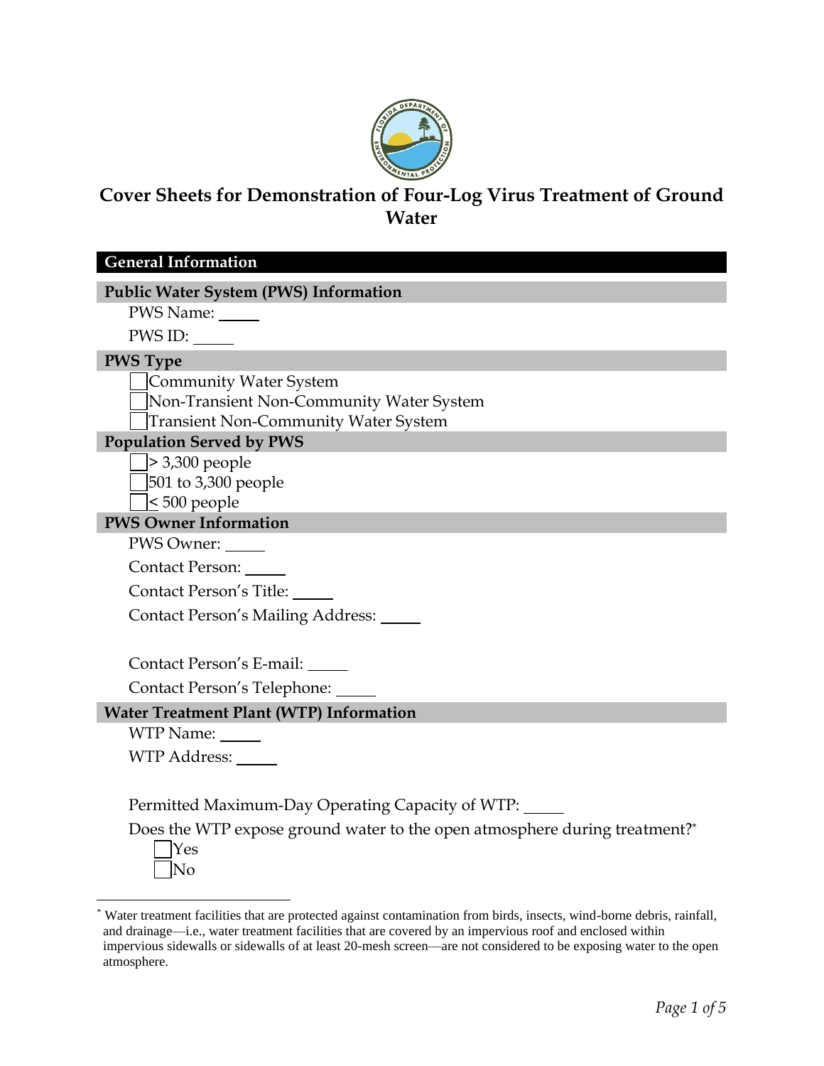# Cover Sheets for Demonstration of Four-Log Virus Treatment of Ground Water

## General Information

### Public Water System (PWS) Information

PWS Name: _____

PWS ID: _____

### PWS Type

☐ Community Water System
☐ Non-Transient Non-Community Water System
☐ Transient Non-Community Water System

### Population Served by PWS

☐ > 3,300 people
☐ 501 to 3,300 people
☐ < 500 people

### PWS Owner Information

PWS Owner: _____

Contact Person: _____

Contact Person's Title: _____

Contact Person's Mailing Address: _____

Contact Person's E-mail: _____

Contact Person's Telephone: _____

### Water Treatment Plant (WTP) Information

WTP Name: _____

WTP Address: _____

Permitted Maximum-Day Operating Capacity of WTP: _____

Does the WTP expose ground water to the open atmosphere during treatment?*

☐ Yes
☐ No

---

* Water treatment facilities that are protected against contamination from birds, insects, wind-borne debris, rainfall, and drainage—i.e., water treatment facilities that are covered by an impervious roof and enclosed within impervious sidewalls or sidewalls of at least 20-mesh screen—are not considered to be exposing water to the open atmosphere.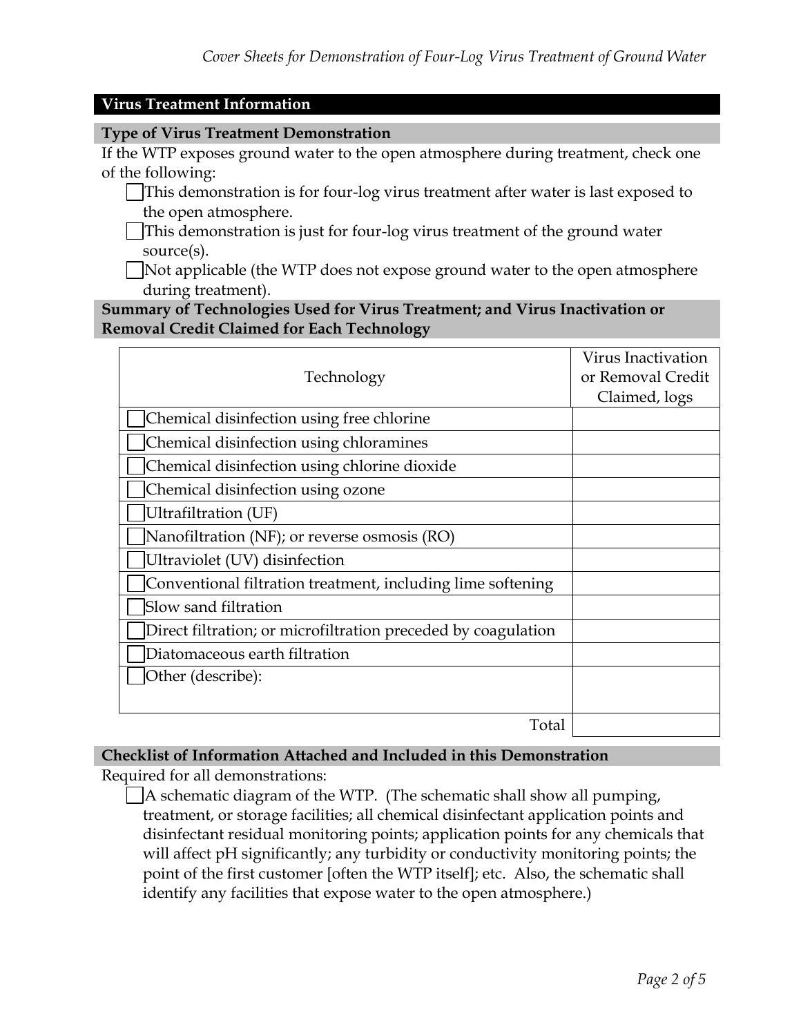## Virus Treatment Information

### Type of Virus Treatment Demonstration

If the WTP exposes ground water to the open atmosphere during treatment, check one of the following:

- ☐ This demonstration is for four-log virus treatment after water is last exposed to the open atmosphere.
- ☐ This demonstration is just for four-log virus treatment of the ground water source(s).
- ☐ Not applicable (the WTP does not expose ground water to the open atmosphere during treatment).

### Summary of Technologies Used for Virus Treatment; and Virus Inactivation or Removal Credit Claimed for Each Technology

| Technology | Virus Inactivation or Removal Credit Claimed, logs |
|---|---|
| ☐ Chemical disinfection using free chlorine | |
| ☐ Chemical disinfection using chloramines | |
| ☐ Chemical disinfection using chlorine dioxide | |
| ☐ Chemical disinfection using ozone | |
| ☐ Ultrafiltration (UF) | |
| ☐ Nanofiltration (NF); or reverse osmosis (RO) | |
| ☐ Ultraviolet (UV) disinfection | |
| ☐ Conventional filtration treatment, including lime softening | |
| ☐ Slow sand filtration | |
| ☐ Direct filtration; or microfiltration preceded by coagulation | |
| ☐ Diatomaceous earth filtration | |
| ☐ Other (describe): | |
| Total | |

### Checklist of Information Attached and Included in this Demonstration

Required for all demonstrations:

- ☐ A schematic diagram of the WTP. (The schematic shall show all pumping, treatment, or storage facilities; all chemical disinfectant application points and disinfectant residual monitoring points; application points for any chemicals that will affect pH significantly; any turbidity or conductivity monitoring points; the point of the first customer [often the WTP itself]; etc. Also, the schematic shall identify any facilities that expose water to the open atmosphere.)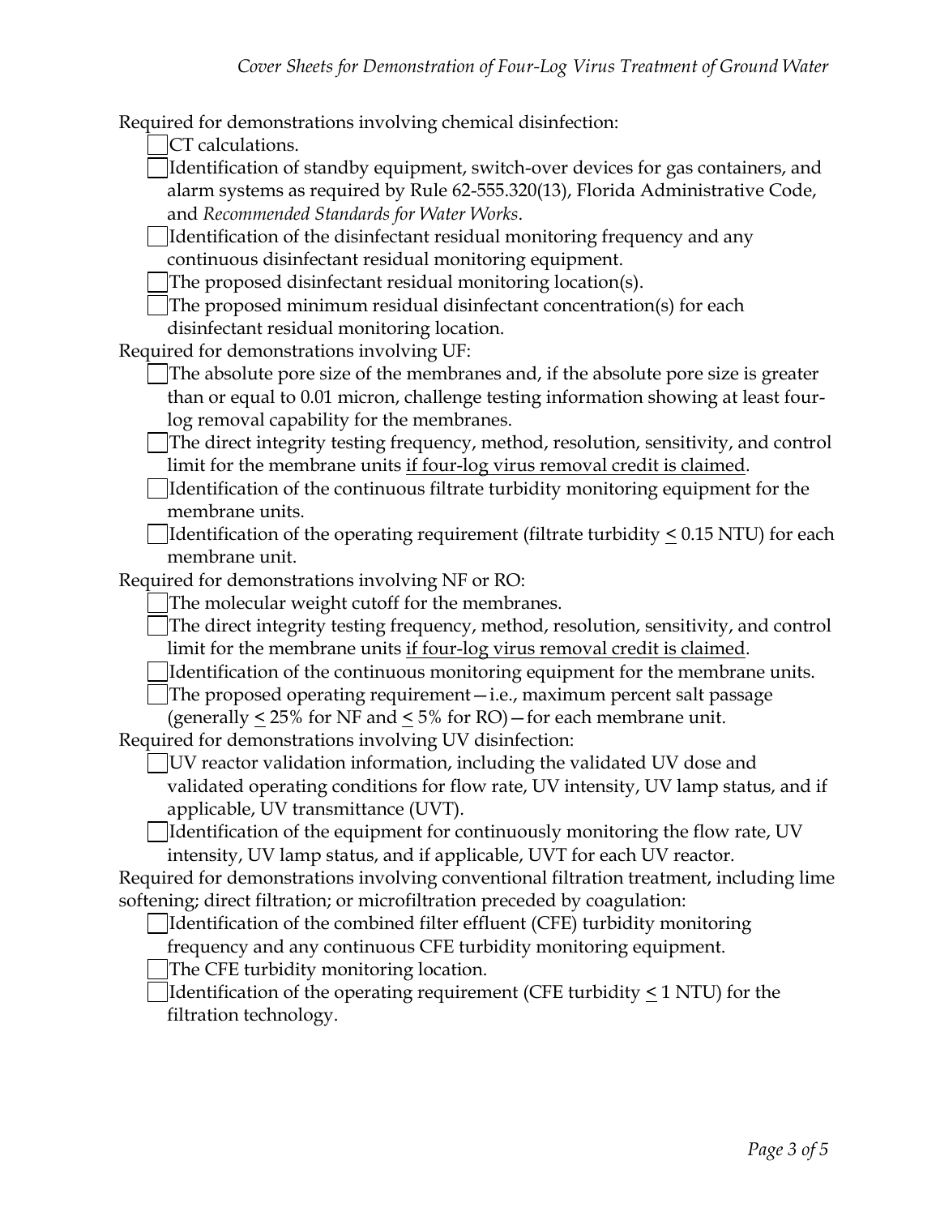Required for demonstrations involving chemical disinfection:

- [ ] CT calculations.
- [ ] Identification of standby equipment, switch-over devices for gas containers, and alarm systems as required by Rule 62-555.320(13), Florida Administrative Code, and *Recommended Standards for Water Works*.
- [ ] Identification of the disinfectant residual monitoring frequency and any continuous disinfectant residual monitoring equipment.
- [ ] The proposed disinfectant residual monitoring location(s).
- [ ] The proposed minimum residual disinfectant concentration(s) for each disinfectant residual monitoring location.

Required for demonstrations involving UF:

- [ ] The absolute pore size of the membranes and, if the absolute pore size is greater than or equal to 0.01 micron, challenge testing information showing at least four-log removal capability for the membranes.
- [ ] The direct integrity testing frequency, method, resolution, sensitivity, and control limit for the membrane units <u>if four-log virus removal credit is claimed</u>.
- [ ] Identification of the continuous filtrate turbidity monitoring equipment for the membrane units.
- [ ] Identification of the operating requirement (filtrate turbidity $\leq$ 0.15 NTU) for each membrane unit.

Required for demonstrations involving NF or RO:

- [ ] The molecular weight cutoff for the membranes.
- [ ] The direct integrity testing frequency, method, resolution, sensitivity, and control limit for the membrane units <u>if four-log virus removal credit is claimed</u>.
- [ ] Identification of the continuous monitoring equipment for the membrane units.
- [ ] The proposed operating requirement—i.e., maximum percent salt passage (generally $\leq$ 25% for NF and $\leq$ 5% for RO)—for each membrane unit.

Required for demonstrations involving UV disinfection:

- [ ] UV reactor validation information, including the validated UV dose and validated operating conditions for flow rate, UV intensity, UV lamp status, and if applicable, UV transmittance (UVT).
- [ ] Identification of the equipment for continuously monitoring the flow rate, UV intensity, UV lamp status, and if applicable, UVT for each UV reactor.

Required for demonstrations involving conventional filtration treatment, including lime softening; direct filtration; or microfiltration preceded by coagulation:

- [ ] Identification of the combined filter effluent (CFE) turbidity monitoring frequency and any continuous CFE turbidity monitoring equipment.
- [ ] The CFE turbidity monitoring location.
- [ ] Identification of the operating requirement (CFE turbidity $\leq$ 1 NTU) for the filtration technology.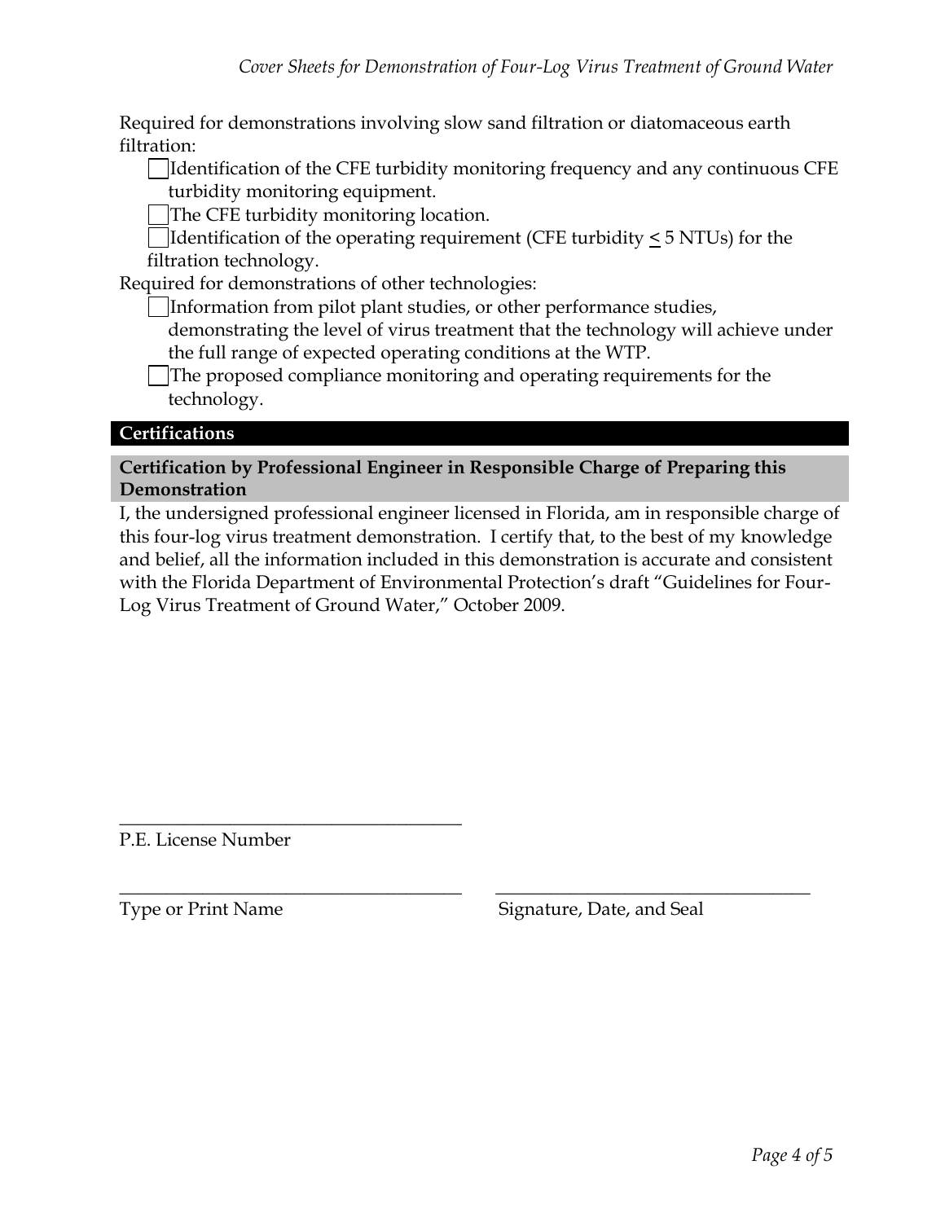Required for demonstrations involving slow sand filtration or diatomaceous earth filtration:

- [ ] Identification of the CFE turbidity monitoring frequency and any continuous CFE turbidity monitoring equipment.
- [ ] The CFE turbidity monitoring location.
- [ ] Identification of the operating requirement (CFE turbidity $\leq$ 5 NTUs) for the filtration technology.

Required for demonstrations of other technologies:

- [ ] Information from pilot plant studies, or other performance studies, demonstrating the level of virus treatment that the technology will achieve under the full range of expected operating conditions at the WTP.
- [ ] The proposed compliance monitoring and operating requirements for the technology.

## Certifications

### Certification by Professional Engineer in Responsible Charge of Preparing this Demonstration

I, the undersigned professional engineer licensed in Florida, am in responsible charge of this four-log virus treatment demonstration. I certify that, to the best of my knowledge and belief, all the information included in this demonstration is accurate and consistent with the Florida Department of Environmental Protection's draft "Guidelines for Four-Log Virus Treatment of Ground Water," October 2009.

\_\_\_\_\_\_\_\_\_\_\_\_\_\_\_\_\_\_\_\_\_\_\_\_\_\_\_\_\_\_\_\_\_\_\_\_\_\_
P.E. License Number

\_\_\_\_\_\_\_\_\_\_\_\_\_\_\_\_\_\_\_\_\_\_\_\_\_\_\_\_\_\_\_\_\_\_\_\_\_\_ \_\_\_\_\_\_\_\_\_\_\_\_\_\_\_\_\_\_\_\_\_\_\_\_\_\_\_\_\_\_\_\_\_\_\_\_\_\_
Type or Print Name Signature, Date, and Seal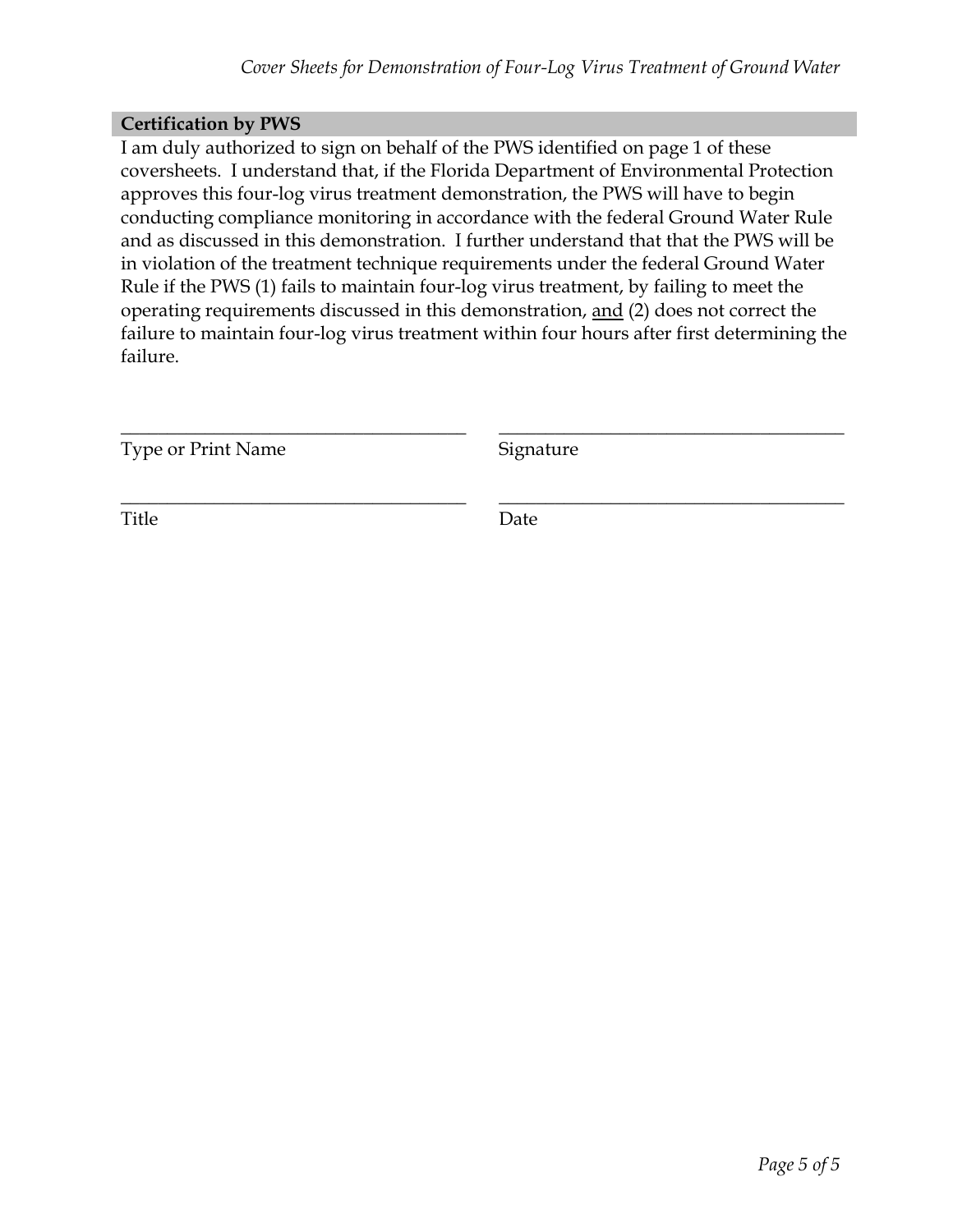## Certification by PWS

I am duly authorized to sign on behalf of the PWS identified on page 1 of these coversheets. I understand that, if the Florida Department of Environmental Protection approves this four-log virus treatment demonstration, the PWS will have to begin conducting compliance monitoring in accordance with the federal Ground Water Rule and as discussed in this demonstration. I further understand that that the PWS will be in violation of the treatment technique requirements under the federal Ground Water Rule if the PWS (1) fails to maintain four-log virus treatment, by failing to meet the operating requirements discussed in this demonstration, <u>and</u> (2) does not correct the failure to maintain four-log virus treatment within four hours after first determining the failure.

| | |
|---|---|
| ______________________________________ | ______________________________________ |
| Type or Print Name | Signature |
| ______________________________________ | ______________________________________ |
| Title | Date |